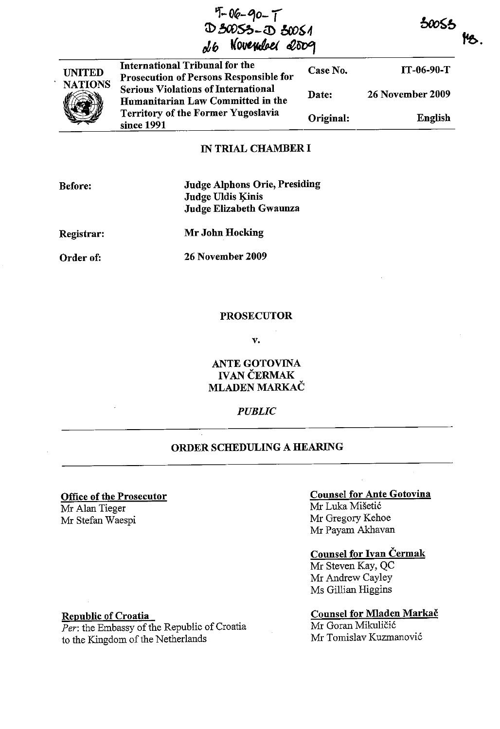IT-06-90-T
D 30053 - D 30051
26 November 2009

30053
MS.

| UNITED NATIONS | International Tribunal for the Prosecution of Persons Responsible for Serious Violations of International Humanitarian Law Committed in the Territory of the Former Yugoslavia since 1991 | Case No. | IT-06-90-T |
|---|---|---|---|
| | | Date: | 26 November 2009 |
| | | Original: | English |

## IN TRIAL CHAMBER I

**Before:** Judge Alphons Orie, Presiding
Judge Uldis Ķinis
Judge Elizabeth Gwaunza

**Registrar:** Mr John Hocking

**Order of:** 26 November 2009

## PROSECUTOR

## v.

## ANTE GOTOVINA
## IVAN ČERMAK
## MLADEN MARKAČ

*PUBLIC*

## ORDER SCHEDULING A HEARING

**Office of the Prosecutor**
Mr Alan Tieger
Mr Stefan Waespi

**Counsel for Ante Gotovina**
Mr Luka Mišetić
Mr Gregory Kehoe
Mr Payam Akhavan

**Counsel for Ivan Čermak**
Mr Steven Kay, QC
Mr Andrew Cayley
Ms Gillian Higgins

**Republic of Croatia**
*Per*: the Embassy of the Republic of Croatia to the Kingdom of the Netherlands

**Counsel for Mladen Markač**
Mr Goran Mikuličić
Mr Tomislav Kuzmanović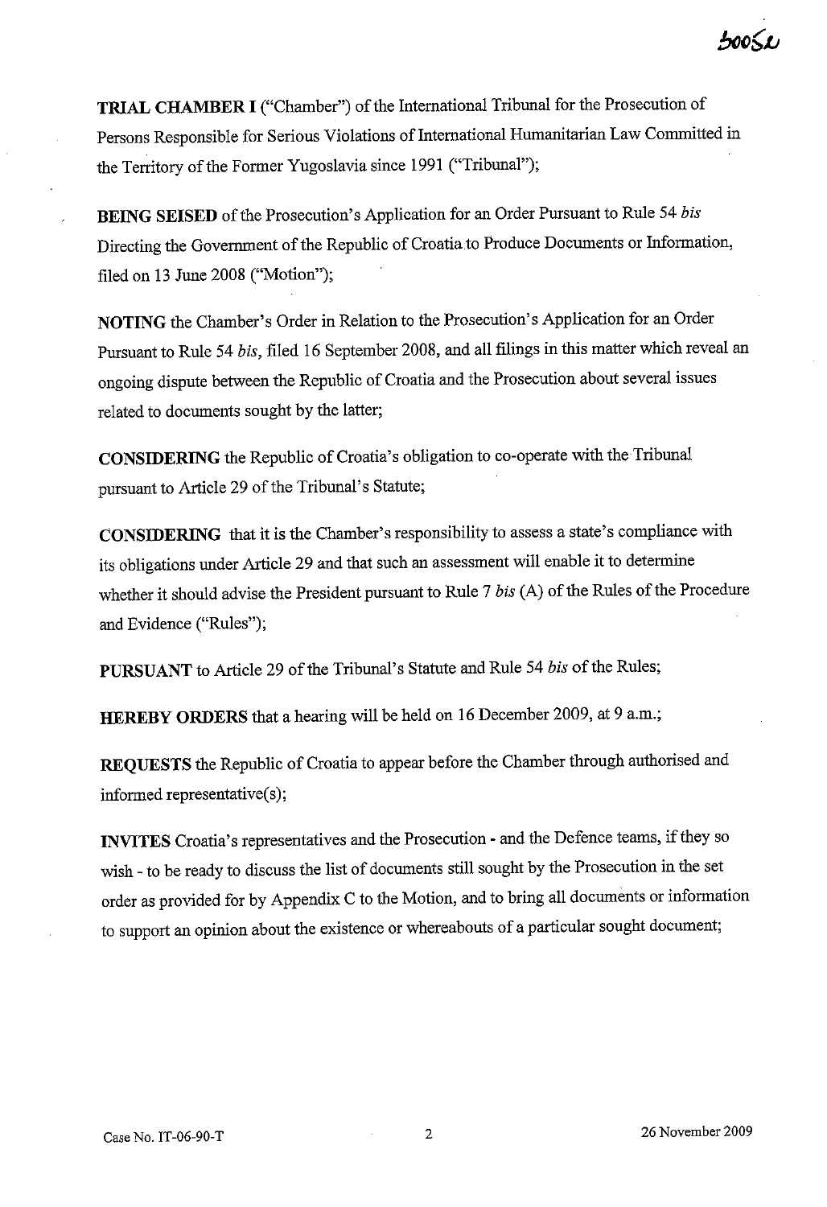**TRIAL CHAMBER I** ("Chamber") of the International Tribunal for the Prosecution of Persons Responsible for Serious Violations of International Humanitarian Law Committed in the Territory of the Former Yugoslavia since 1991 ("Tribunal");

**BEING SEISED** of the Prosecution's Application for an Order Pursuant to Rule 54 *bis* Directing the Government of the Republic of Croatia to Produce Documents or Information, filed on 13 June 2008 ("Motion");

**NOTING** the Chamber's Order in Relation to the Prosecution's Application for an Order Pursuant to Rule 54 *bis*, filed 16 September 2008, and all filings in this matter which reveal an ongoing dispute between the Republic of Croatia and the Prosecution about several issues related to documents sought by the latter;

**CONSIDERING** the Republic of Croatia's obligation to co-operate with the Tribunal pursuant to Article 29 of the Tribunal's Statute;

**CONSIDERING** that it is the Chamber's responsibility to assess a state's compliance with its obligations under Article 29 and that such an assessment will enable it to determine whether it should advise the President pursuant to Rule 7 *bis* (A) of the Rules of the Procedure and Evidence ("Rules");

**PURSUANT** to Article 29 of the Tribunal's Statute and Rule 54 *bis* of the Rules;

**HEREBY ORDERS** that a hearing will be held on 16 December 2009, at 9 a.m.;

**REQUESTS** the Republic of Croatia to appear before the Chamber through authorised and informed representative(s);

**INVITES** Croatia's representatives and the Prosecution - and the Defence teams, if they so wish - to be ready to discuss the list of documents still sought by the Prosecution in the set order as provided for by Appendix C to the Motion, and to bring all documents or information to support an opinion about the existence or whereabouts of a particular sought document;

Case No. IT-06-90-T 26 November 2009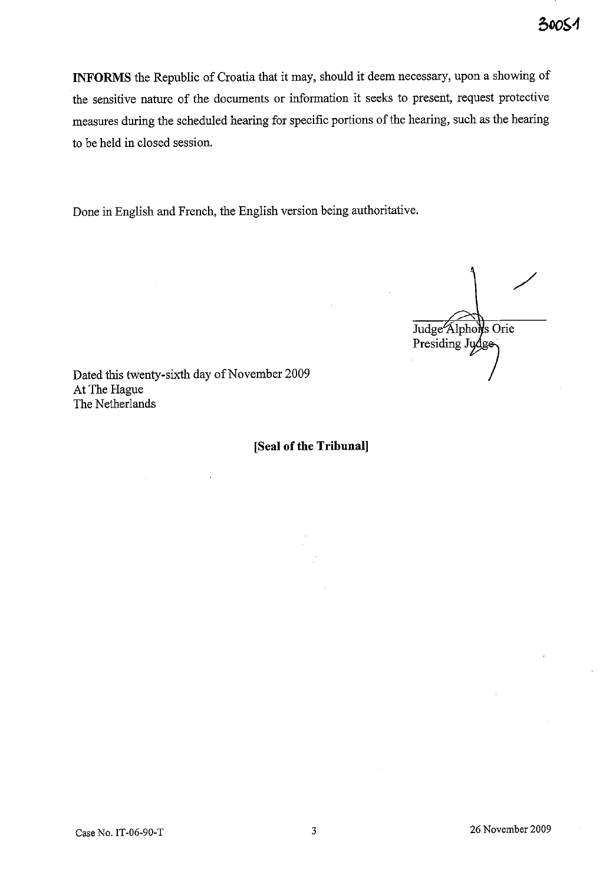**INFORMS** the Republic of Croatia that it may, should it deem necessary, upon a showing of the sensitive nature of the documents or information it seeks to present, request protective measures during the scheduled hearing for specific portions of the hearing, such as the hearing to be held in closed session.

Done in English and French, the English version being authoritative.

Judge Alphons Orie
Presiding Judge

Dated this twenty-sixth day of November 2009
At The Hague
The Netherlands

**[Seal of the Tribunal]**